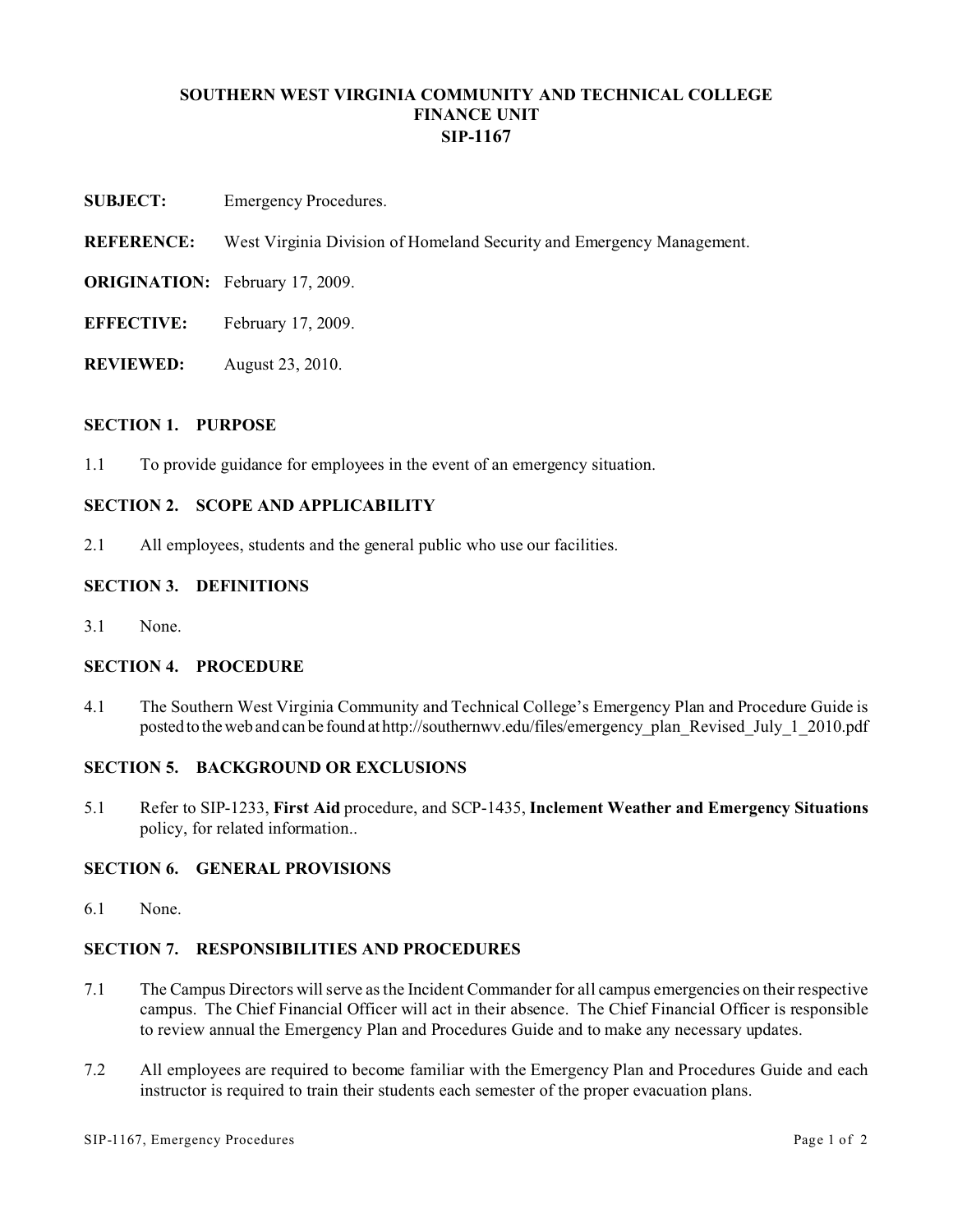# SOUTHERN WEST VIRGINIA COMMUNITY AND TECHNICAL COLLEGE
## FINANCE UNIT
## SIP-1167

**SUBJECT:** Emergency Procedures.

**REFERENCE:** West Virginia Division of Homeland Security and Emergency Management.

**ORIGINATION:** February 17, 2009.

**EFFECTIVE:** February 17, 2009.

**REVIEWED:** August 23, 2010.

### SECTION 1. PURPOSE

1.1 To provide guidance for employees in the event of an emergency situation.

### SECTION 2. SCOPE AND APPLICABILITY

2.1 All employees, students and the general public who use our facilities.

### SECTION 3. DEFINITIONS

3.1 None.

### SECTION 4. PROCEDURE

4.1 The Southern West Virginia Community and Technical College's Emergency Plan and Procedure Guide is posted to the web and can be found at http://southernwv.edu/files/emergency_plan_Revised_July_1_2010.pdf

### SECTION 5. BACKGROUND OR EXCLUSIONS

5.1 Refer to SIP-1233, **First Aid** procedure, and SCP-1435, **Inclement Weather and Emergency Situations** policy, for related information..

### SECTION 6. GENERAL PROVISIONS

6.1 None.

### SECTION 7. RESPONSIBILITIES AND PROCEDURES

7.1 The Campus Directors will serve as the Incident Commander for all campus emergencies on their respective campus. The Chief Financial Officer will act in their absence. The Chief Financial Officer is responsible to review annual the Emergency Plan and Procedures Guide and to make any necessary updates.

7.2 All employees are required to become familiar with the Emergency Plan and Procedures Guide and each instructor is required to train their students each semester of the proper evacuation plans.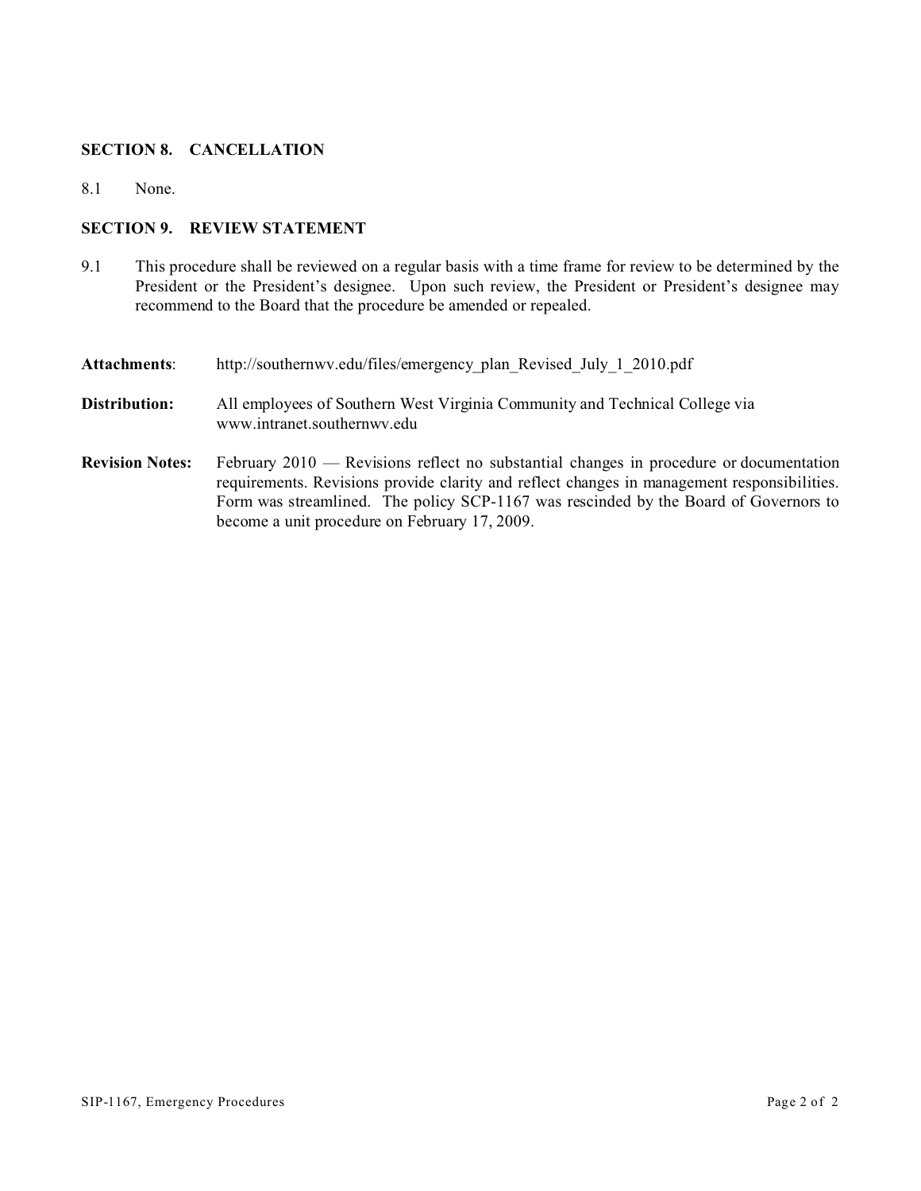## SECTION 8. CANCELLATION

8.1 None.

## SECTION 9. REVIEW STATEMENT

9.1 This procedure shall be reviewed on a regular basis with a time frame for review to be determined by the President or the President's designee. Upon such review, the President or President's designee may recommend to the Board that the procedure be amended or repealed.

**Attachments**: http://southernwv.edu/files/emergency_plan_Revised_July_1_2010.pdf

**Distribution:** All employees of Southern West Virginia Community and Technical College via www.intranet.southernwv.edu

**Revision Notes:** February 2010 — Revisions reflect no substantial changes in procedure or documentation requirements. Revisions provide clarity and reflect changes in management responsibilities. Form was streamlined. The policy SCP-1167 was rescinded by the Board of Governors to become a unit procedure on February 17, 2009.